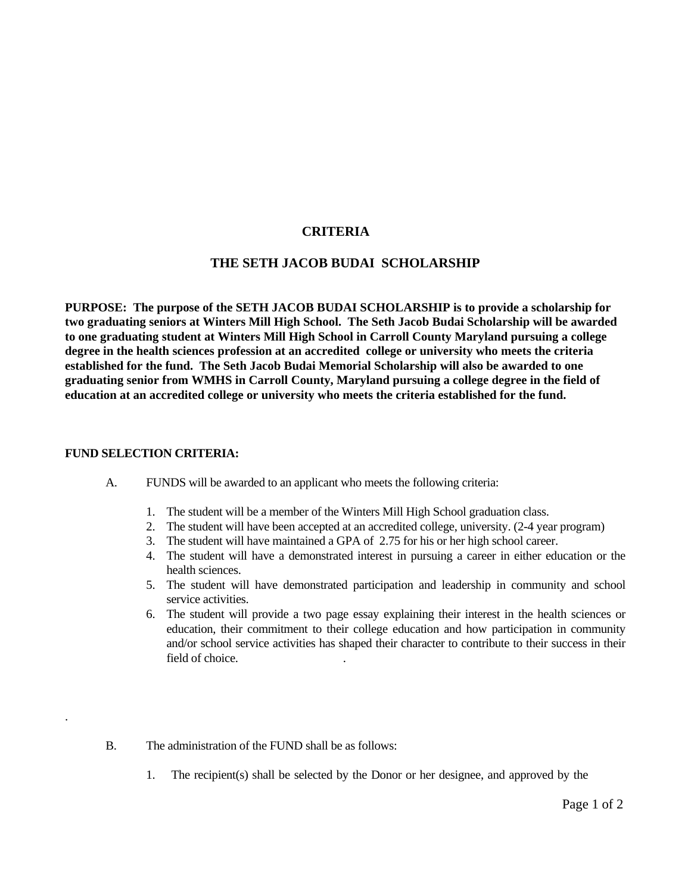# CRITERIA

## THE SETH JACOB BUDAI SCHOLARSHIP

**PURPOSE: The purpose of the SETH JACOB BUDAI SCHOLARSHIP is to provide a scholarship for two graduating seniors at Winters Mill High School. The Seth Jacob Budai Scholarship will be awarded to one graduating student at Winters Mill High School in Carroll County Maryland pursuing a college degree in the health sciences profession at an accredited college or university who meets the criteria established for the fund. The Seth Jacob Budai Memorial Scholarship will also be awarded to one graduating senior from WMHS in Carroll County, Maryland pursuing a college degree in the field of education at an accredited college or university who meets the criteria established for the fund.**

**FUND SELECTION CRITERIA:**

A. FUNDS will be awarded to an applicant who meets the following criteria:

1. The student will be a member of the Winters Mill High School graduation class.
2. The student will have been accepted at an accredited college, university. (2-4 year program)
3. The student will have maintained a GPA of 2.75 for his or her high school career.
4. The student will have a demonstrated interest in pursuing a career in either education or the health sciences.
5. The student will have demonstrated participation and leadership in community and school service activities.
6. The student will provide a two page essay explaining their interest in the health sciences or education, their commitment to their college education and how participation in community and/or school service activities has shaped their character to contribute to their success in their field of choice. .

.

B. The administration of the FUND shall be as follows:

1. The recipient(s) shall be selected by the Donor or her designee, and approved by the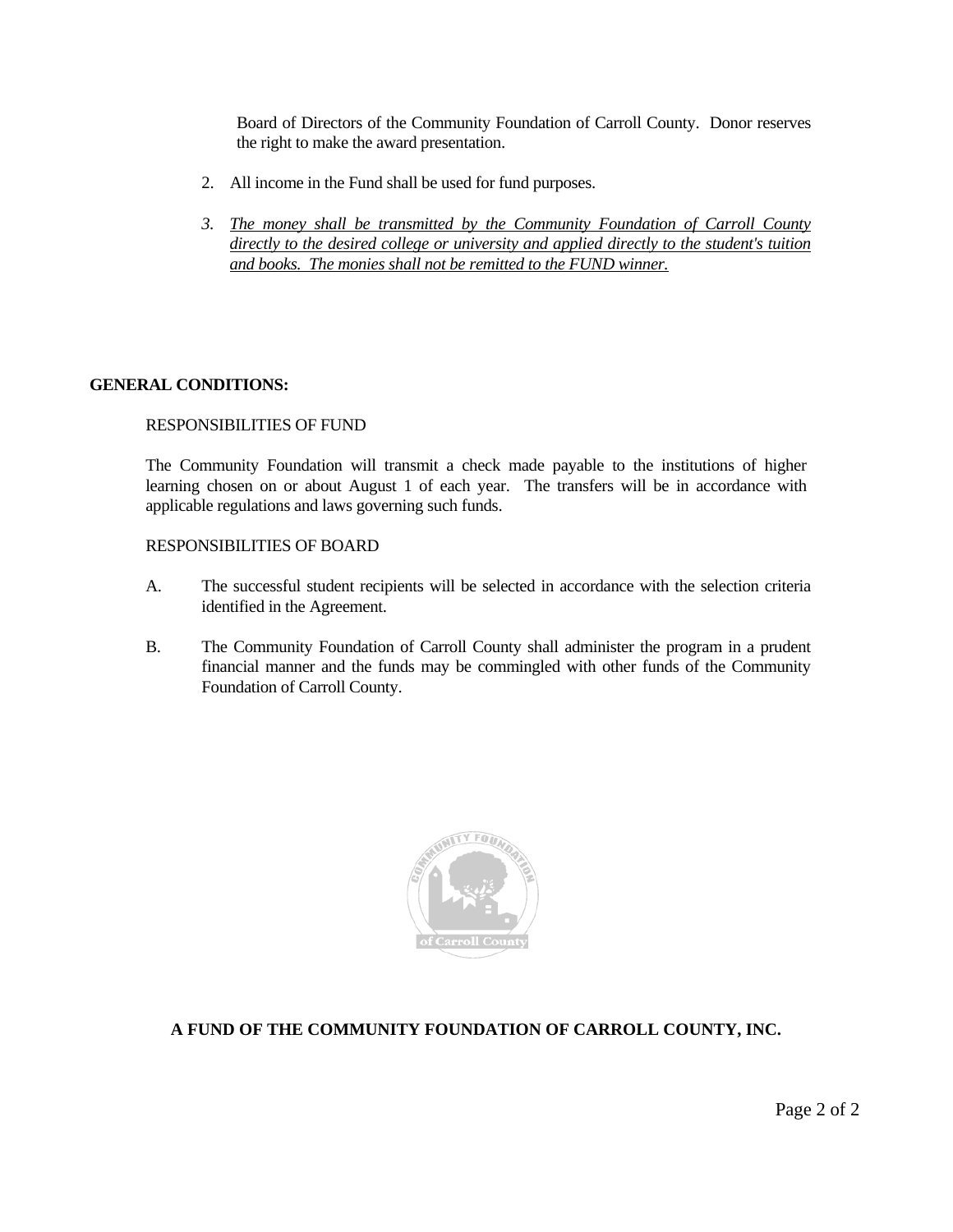Board of Directors of the Community Foundation of Carroll County. Donor reserves the right to make the award presentation.

2. All income in the Fund shall be used for fund purposes.

3. *The money shall be transmitted by the Community Foundation of Carroll County directly to the desired college or university and applied directly to the student's tuition and books. The monies shall not be remitted to the FUND winner.*

**GENERAL CONDITIONS:**

RESPONSIBILITIES OF FUND

The Community Foundation will transmit a check made payable to the institutions of higher learning chosen on or about August 1 of each year. The transfers will be in accordance with applicable regulations and laws governing such funds.

RESPONSIBILITIES OF BOARD

A. The successful student recipients will be selected in accordance with the selection criteria identified in the Agreement.

B. The Community Foundation of Carroll County shall administer the program in a prudent financial manner and the funds may be commingled with other funds of the Community Foundation of Carroll County.

**A FUND OF THE COMMUNITY FOUNDATION OF CARROLL COUNTY, INC.**